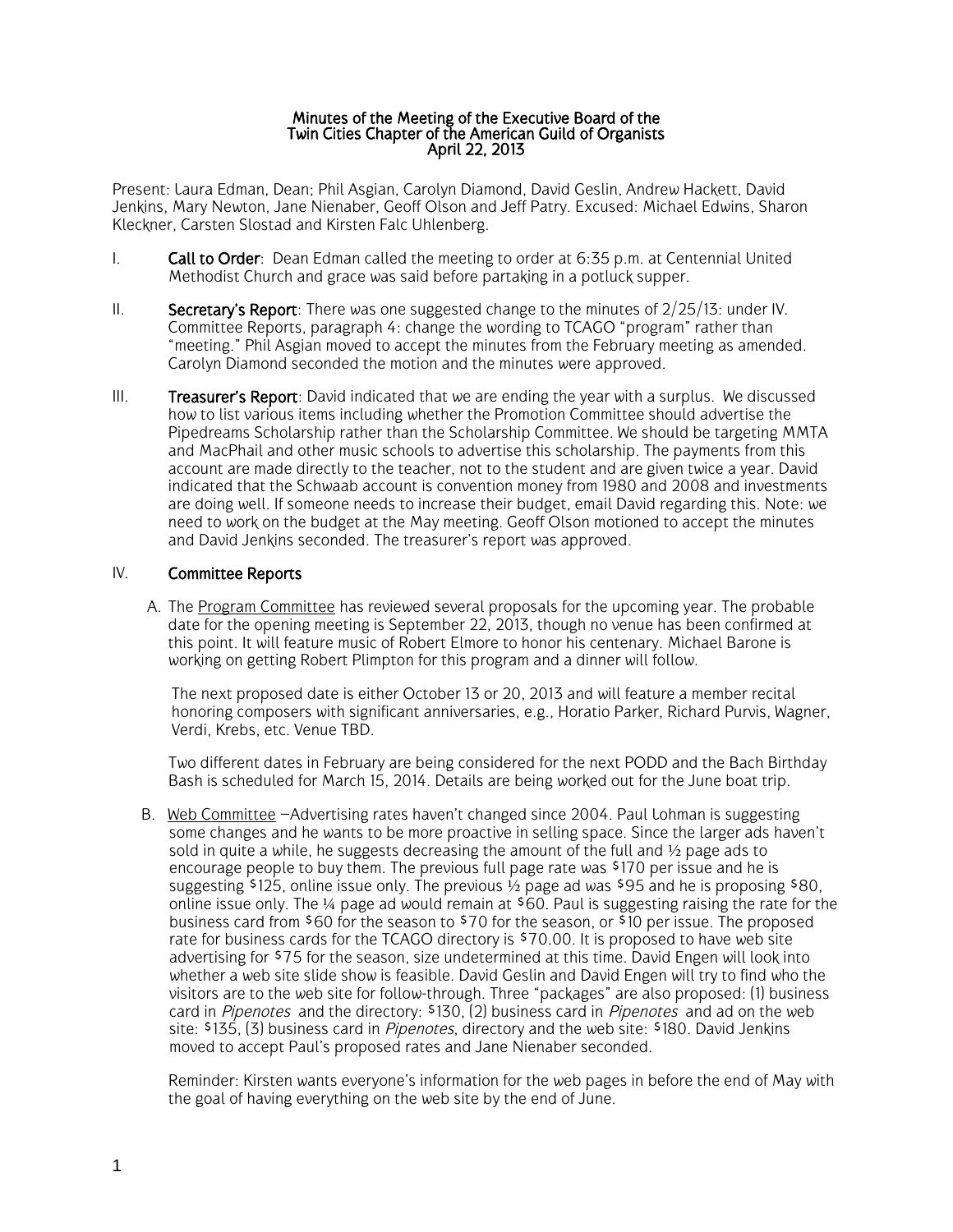# Minutes of the Meeting of the Executive Board of the Twin Cities Chapter of the American Guild of Organists
## April 22, 2013

Present: Laura Edman, Dean; Phil Asgian, Carolyn Diamond, David Geslin, Andrew Hackett, David Jenkins, Mary Newton, Jane Nienaber, Geoff Olson and Jeff Patry. Excused: Michael Edwins, Sharon Kleckner, Carsten Slostad and Kirsten Falc Uhlenberg.

I. **Call to Order**: Dean Edman called the meeting to order at 6:35 p.m. at Centennial United Methodist Church and grace was said before partaking in a potluck supper.

II. **Secretary's Report**: There was one suggested change to the minutes of 2/25/13: under IV. Committee Reports, paragraph 4: change the wording to TCAGO "program" rather than "meeting." Phil Asgian moved to accept the minutes from the February meeting as amended. Carolyn Diamond seconded the motion and the minutes were approved.

III. **Treasurer's Report**: David indicated that we are ending the year with a surplus. We discussed how to list various items including whether the Promotion Committee should advertise the Pipedreams Scholarship rather than the Scholarship Committee. We should be targeting MMTA and MacPhail and other music schools to advertise this scholarship. The payments from this account are made directly to the teacher, not to the student and are given twice a year. David indicated that the Schwaab account is convention money from 1980 and 2008 and investments are doing well. If someone needs to increase their budget, email David regarding this. Note: we need to work on the budget at the May meeting. Geoff Olson motioned to accept the minutes and David Jenkins seconded. The treasurer's report was approved.

IV. **Committee Reports**

A. The Program Committee has reviewed several proposals for the upcoming year. The probable date for the opening meeting is September 22, 2013, though no venue has been confirmed at this point. It will feature music of Robert Elmore to honor his centenary. Michael Barone is working on getting Robert Plimpton for this program and a dinner will follow.

The next proposed date is either October 13 or 20, 2013 and will feature a member recital honoring composers with significant anniversaries, e.g., Horatio Parker, Richard Purvis, Wagner, Verdi, Krebs, etc. Venue TBD.

Two different dates in February are being considered for the next PODD and the Bach Birthday Bash is scheduled for March 15, 2014. Details are being worked out for the June boat trip.

B. Web Committee –Advertising rates haven't changed since 2004. Paul Lohman is suggesting some changes and he wants to be more proactive in selling space. Since the larger ads haven't sold in quite a while, he suggests decreasing the amount of the full and ½ page ads to encourage people to buy them. The previous full page rate was $170 per issue and he is suggesting $125, online issue only. The previous ½ page ad was $95 and he is proposing $80, online issue only. The ¼ page ad would remain at $60. Paul is suggesting raising the rate for the business card from $60 for the season to $70 for the season, or $10 per issue. The proposed rate for business cards for the TCAGO directory is $70.00. It is proposed to have web site advertising for $75 for the season, size undetermined at this time. David Engen will look into whether a web site slide show is feasible. David Geslin and David Engen will try to find who the visitors are to the web site for follow-through. Three "packages" are also proposed: (1) business card in *Pipenotes* and the directory: $130, (2) business card in *Pipenotes* and ad on the web site: $135, (3) business card in *Pipenotes*, directory and the web site: $180. David Jenkins moved to accept Paul's proposed rates and Jane Nienaber seconded.

Reminder: Kirsten wants everyone's information for the web pages in before the end of May with the goal of having everything on the web site by the end of June.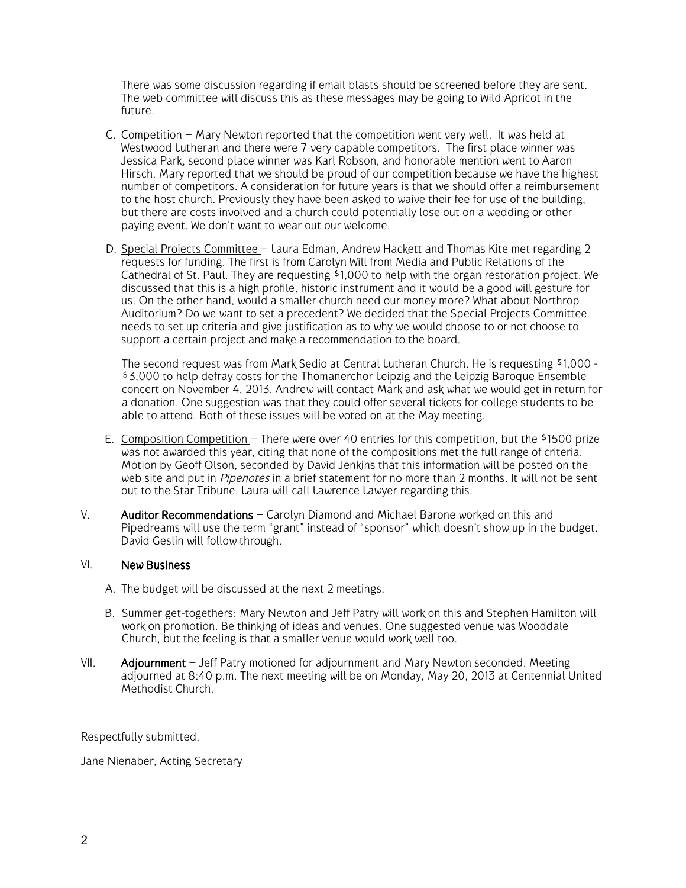There was some discussion regarding if email blasts should be screened before they are sent. The web committee will discuss this as these messages may be going to Wild Apricot in the future.

C. Competition – Mary Newton reported that the competition went very well. It was held at Westwood Lutheran and there were 7 very capable competitors. The first place winner was Jessica Park, second place winner was Karl Robson, and honorable mention went to Aaron Hirsch. Mary reported that we should be proud of our competition because we have the highest number of competitors. A consideration for future years is that we should offer a reimbursement to the host church. Previously they have been asked to waive their fee for use of the building, but there are costs involved and a church could potentially lose out on a wedding or other paying event. We don't want to wear out our welcome.

D. Special Projects Committee – Laura Edman, Andrew Hackett and Thomas Kite met regarding 2 requests for funding. The first is from Carolyn Will from Media and Public Relations of the Cathedral of St. Paul. They are requesting $1,000 to help with the organ restoration project. We discussed that this is a high profile, historic instrument and it would be a good will gesture for us. On the other hand, would a smaller church need our money more? What about Northrop Auditorium? Do we want to set a precedent? We decided that the Special Projects Committee needs to set up criteria and give justification as to why we would choose to or not choose to support a certain project and make a recommendation to the board.

   The second request was from Mark Sedio at Central Lutheran Church. He is requesting $1,000 - $3,000 to help defray costs for the Thomanerchor Leipzig and the Leipzig Baroque Ensemble concert on November 4, 2013. Andrew will contact Mark and ask what we would get in return for a donation. One suggestion was that they could offer several tickets for college students to be able to attend. Both of these issues will be voted on at the May meeting.

E. Composition Competition – There were over 40 entries for this competition, but the $1500 prize was not awarded this year, citing that none of the compositions met the full range of criteria. Motion by Geoff Olson, seconded by David Jenkins that this information will be posted on the web site and put in *Pipenotes* in a brief statement for no more than 2 months. It will not be sent out to the Star Tribune. Laura will call Lawrence Lawyer regarding this.

V. **Auditor Recommendations** – Carolyn Diamond and Michael Barone worked on this and Pipedreams will use the term "grant" instead of "sponsor" which doesn't show up in the budget. David Geslin will follow through.

VI. **New Business**

A. The budget will be discussed at the next 2 meetings.

B. Summer get-togethers: Mary Newton and Jeff Patry will work on this and Stephen Hamilton will work on promotion. Be thinking of ideas and venues. One suggested venue was Wooddale Church, but the feeling is that a smaller venue would work well too.

VII. **Adjournment** – Jeff Patry motioned for adjournment and Mary Newton seconded. Meeting adjourned at 8:40 p.m. The next meeting will be on Monday, May 20, 2013 at Centennial United Methodist Church.

Respectfully submitted,

Jane Nienaber, Acting Secretary